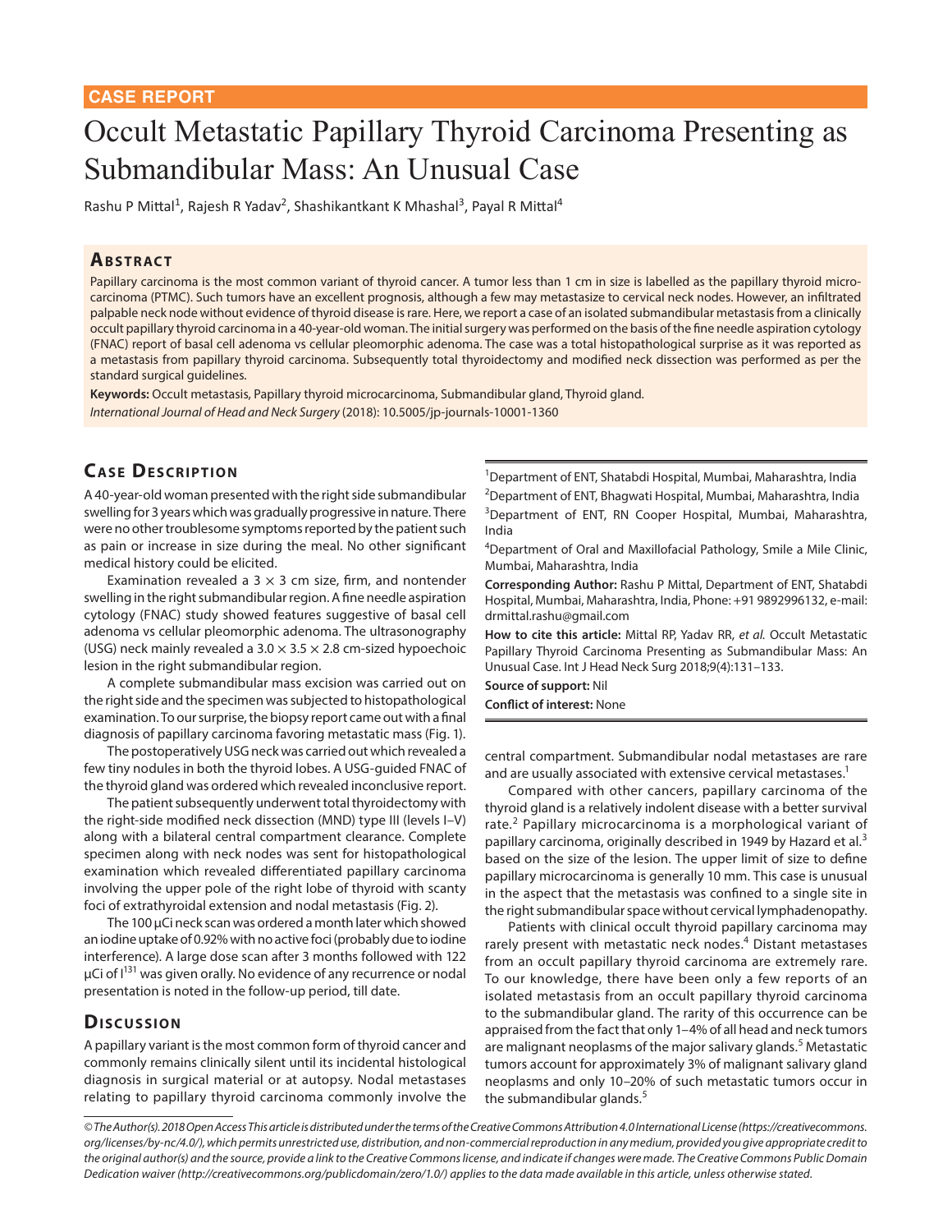CASE REPORT

# Occult Metastatic Papillary Thyroid Carcinoma Presenting as Submandibular Mass: An Unusual Case

Rashu P Mittal[1], Rajesh R Yadav[2], Shashikantkant K Mhashal[3], Payal R Mittal[4]

## Abstract

Papillary carcinoma is the most common variant of thyroid cancer. A tumor less than 1 cm in size is labelled as the papillary thyroid microcarcinoma (PTMC). Such tumors have an excellent prognosis, although a few may metastasize to cervical neck nodes. However, an infiltrated palpable neck node without evidence of thyroid disease is rare. Here, we report a case of an isolated submandibular metastasis from a clinically occult papillary thyroid carcinoma in a 40-year-old woman. The initial surgery was performed on the basis of the fine needle aspiration cytology (FNAC) report of basal cell adenoma vs cellular pleomorphic adenoma. The case was a total histopathological surprise as it was reported as a metastasis from papillary thyroid carcinoma. Subsequently total thyroidectomy and modified neck dissection was performed as per the standard surgical guidelines.

**Keywords:** Occult metastasis, Papillary thyroid microcarcinoma, Submandibular gland, Thyroid gland.

*International Journal of Head and Neck Surgery* (2018): 10.5005/jp-journals-10001-1360

## Case Description

A 40-year-old woman presented with the right side submandibular swelling for 3 years which was gradually progressive in nature. There were no other troublesome symptoms reported by the patient such as pain or increase in size during the meal. No other significant medical history could be elicited.

Examination revealed a $3 \times 3$ cm size, firm, and nontender swelling in the right submandibular region. A fine needle aspiration cytology (FNAC) study showed features suggestive of basal cell adenoma vs cellular pleomorphic adenoma. The ultrasonography (USG) neck mainly revealed a $3.0 \times 3.5 \times 2.8$ cm-sized hypoechoic lesion in the right submandibular region.

A complete submandibular mass excision was carried out on the right side and the specimen was subjected to histopathological examination. To our surprise, the biopsy report came out with a final diagnosis of papillary carcinoma favoring metastatic mass (Fig. 1).

The postoperatively USG neck was carried out which revealed a few tiny nodules in both the thyroid lobes. A USG-guided FNAC of the thyroid gland was ordered which revealed inconclusive report.

The patient subsequently underwent total thyroidectomy with the right-side modified neck dissection (MND) type III (levels I–V) along with a bilateral central compartment clearance. Complete specimen along with neck nodes was sent for histopathological examination which revealed differentiated papillary carcinoma involving the upper pole of the right lobe of thyroid with scanty foci of extrathyroidal extension and nodal metastasis (Fig. 2).

The 100 µCi neck scan was ordered a month later which showed an iodine uptake of 0.92% with no active foci (probably due to iodine interference). A large dose scan after 3 months followed with 122 µCi of $I^{131}$ was given orally. No evidence of any recurrence or nodal presentation is noted in the follow-up period, till date.

## Discussion

A papillary variant is the most common form of thyroid cancer and commonly remains clinically silent until its incidental histological diagnosis in surgical material or at autopsy. Nodal metastases relating to papillary thyroid carcinoma commonly involve the central compartment. Submandibular nodal metastases are rare and are usually associated with extensive cervical metastases.[1]

Compared with other cancers, papillary carcinoma of the thyroid gland is a relatively indolent disease with a better survival rate.[2] Papillary microcarcinoma is a morphological variant of papillary carcinoma, originally described in 1949 by Hazard et al.[3] based on the size of the lesion. The upper limit of size to define papillary microcarcinoma is generally 10 mm. This case is unusual in the aspect that the metastasis was confined to a single site in the right submandibular space without cervical lymphadenopathy.

Patients with clinical occult thyroid papillary carcinoma may rarely present with metastatic neck nodes.[4] Distant metastases from an occult papillary thyroid carcinoma are extremely rare. To our knowledge, there have been only a few reports of an isolated metastasis from an occult papillary thyroid carcinoma to the submandibular gland. The rarity of this occurrence can be appraised from the fact that only 1–4% of all head and neck tumors are malignant neoplasms of the major salivary glands.[5] Metastatic tumors account for approximately 3% of malignant salivary gland neoplasms and only 10–20% of such metastatic tumors occur in the submandibular glands.[5]

---

[1]Department of ENT, Shatabdi Hospital, Mumbai, Maharashtra, India

[2]Department of ENT, Bhagwati Hospital, Mumbai, Maharashtra, India

[3]Department of ENT, RN Cooper Hospital, Mumbai, Maharashtra, India

[4]Department of Oral and Maxillofacial Pathology, Smile a Mile Clinic, Mumbai, Maharashtra, India

**Corresponding Author:** Rashu P Mittal, Department of ENT, Shatabdi Hospital, Mumbai, Maharashtra, India, Phone: +91 9892996132, e-mail: drmittal.rashu@gmail.com

**How to cite this article:** Mittal RP, Yadav RR, *et al.* Occult Metastatic Papillary Thyroid Carcinoma Presenting as Submandibular Mass: An Unusual Case. Int J Head Neck Surg 2018;9(4):131–133.

**Source of support:** Nil

**Conflict of interest:** None

---

*© The Author(s). 2018 Open Access This article is distributed under the terms of the Creative Commons Attribution 4.0 International License (https://creativecommons.org/licenses/by-nc/4.0/), which permits unrestricted use, distribution, and non-commercial reproduction in any medium, provided you give appropriate credit to the original author(s) and the source, provide a link to the Creative Commons license, and indicate if changes were made. The Creative Commons Public Domain Dedication waiver (http://creativecommons.org/publicdomain/zero/1.0/) applies to the data made available in this article, unless otherwise stated.*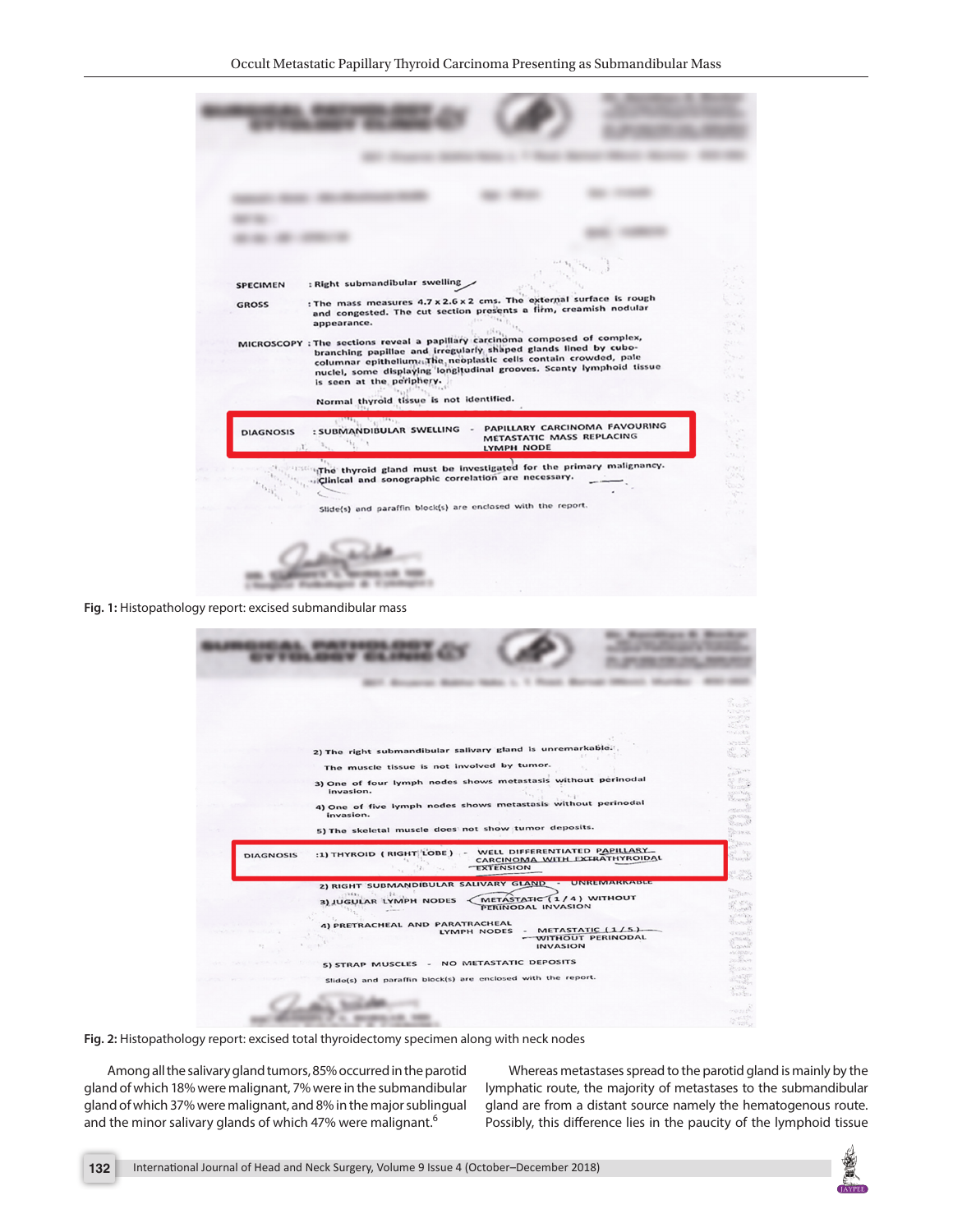SPECIMEN : Right submandibular swelling

GROSS : The mass measures 4.7 x 2.6 x 2 cms. The external surface is rough and congested. The cut section presents a firm, creamish nodular appearance.

MICROSCOPY : The sections reveal a papillary carcinoma composed of complex, branching papillae and irregularly shaped glands lined by cubo-columnar epithelium. The neoplastic cells contain crowded, pale nuclei, some displaying longitudinal grooves. Scanty lymphoid tissue is seen at the periphery.

Normal thyroid tissue is not identified.

DIAGNOSIS : SUBMANDIBULAR SWELLING - PAPILLARY CARCINOMA FAVOURING METASTATIC MASS REPLACING LYMPH NODE

The thyroid gland must be investigated for the primary malignancy. Clinical and sonographic correlation are necessary.

Slide(s) and paraffin block(s) are enclosed with the report.

**Fig. 1:** Histopathology report: excised submandibular mass

2) The right submandibular salivary gland is unremarkable.

The muscle tissue is not involved by tumor.

3) One of four lymph nodes shows metastasis without perinodal invasion.

4) One of five lymph nodes shows metastasis without perinodal invasion.

5) The skeletal muscle does not show tumor deposits.

DIAGNOSIS :1) THYROID (RIGHT LOBE) - WELL DIFFERENTIATED PAPILLARY CARCINOMA WITH EXTRATHYROIDAL EXTENSION

2) RIGHT SUBMANDIBULAR SALIVARY GLAND - UNREMARKABLE

3) JUGULAR LYMPH NODES - METASTATIC (1/4) WITHOUT PERINODAL INVASION

4) PRETRACHEAL AND PARATRACHEAL LYMPH NODES - METASTATIC (1/5) WITHOUT PERINODAL INVASION

5) STRAP MUSCLES - NO METASTATIC DEPOSITS

Slide(s) and paraffin block(s) are enclosed with the report.

**Fig. 2:** Histopathology report: excised total thyroidectomy specimen along with neck nodes

Among all the salivary gland tumors, 85% occurred in the parotid gland of which 18% were malignant, 7% were in the submandibular gland of which 37% were malignant, and 8% in the major sublingual and the minor salivary glands of which 47% were malignant.[6]

Whereas metastases spread to the parotid gland is mainly by the lymphatic route, the majority of metastases to the submandibular gland are from a distant source namely the hematogenous route. Possibly, this difference lies in the paucity of the lymphoid tissue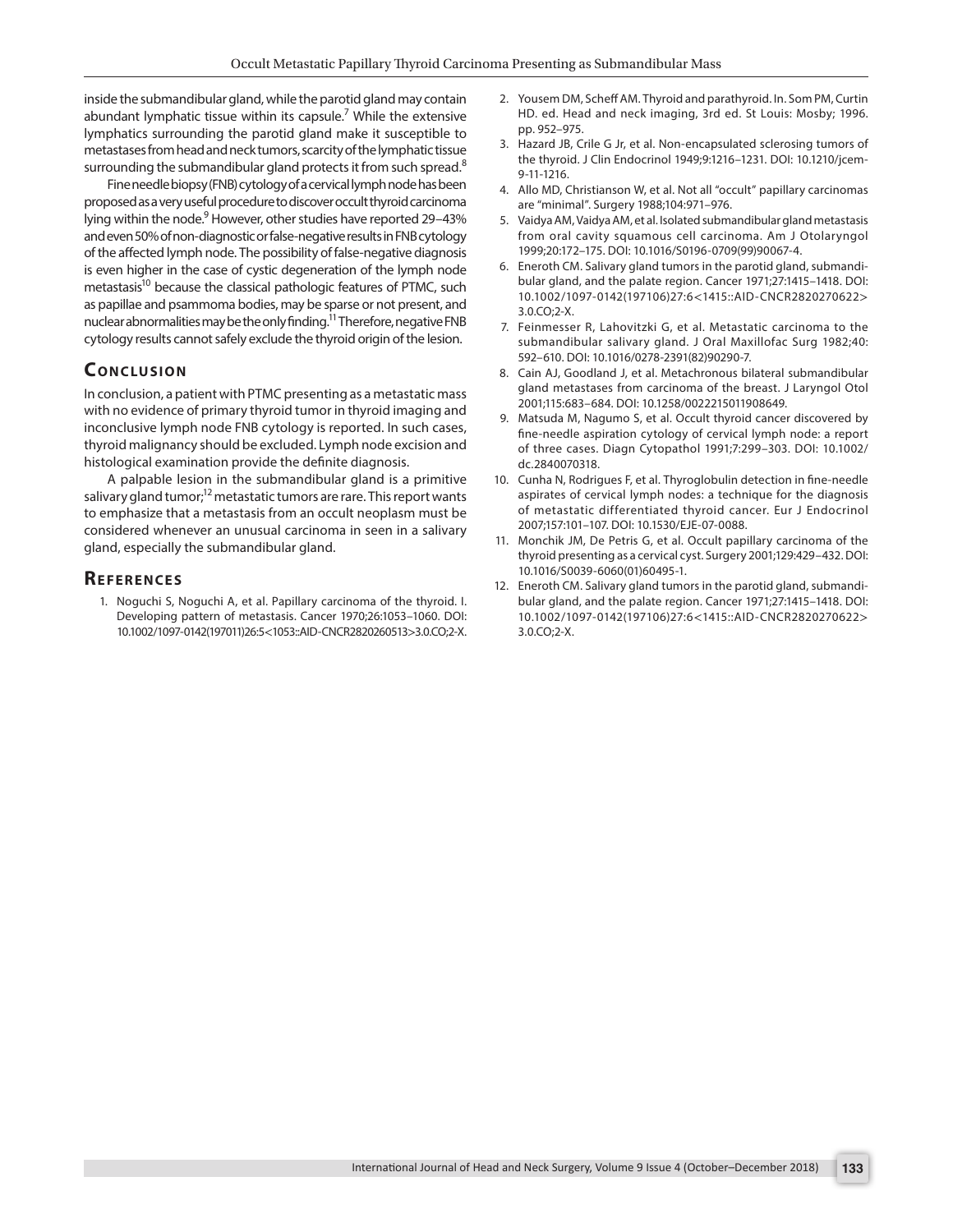inside the submandibular gland, while the parotid gland may contain abundant lymphatic tissue within its capsule.[7] While the extensive lymphatics surrounding the parotid gland make it susceptible to metastases from head and neck tumors, scarcity of the lymphatic tissue surrounding the submandibular gland protects it from such spread.[8]

Fine needle biopsy (FNB) cytology of a cervical lymph node has been proposed as a very useful procedure to discover occult thyroid carcinoma lying within the node.[9] However, other studies have reported 29–43% and even 50% of non-diagnostic or false-negative results in FNB cytology of the affected lymph node. The possibility of false-negative diagnosis is even higher in the case of cystic degeneration of the lymph node metastasis[10] because the classical pathologic features of PTMC, such as papillae and psammoma bodies, may be sparse or not present, and nuclear abnormalities may be the only finding.[11] Therefore, negative FNB cytology results cannot safely exclude the thyroid origin of the lesion.

## Conclusion

In conclusion, a patient with PTMC presenting as a metastatic mass with no evidence of primary thyroid tumor in thyroid imaging and inconclusive lymph node FNB cytology is reported. In such cases, thyroid malignancy should be excluded. Lymph node excision and histological examination provide the definite diagnosis.

A palpable lesion in the submandibular gland is a primitive salivary gland tumor;[12] metastatic tumors are rare. This report wants to emphasize that a metastasis from an occult neoplasm must be considered whenever an unusual carcinoma in seen in a salivary gland, especially the submandibular gland.

## References

1. Noguchi S, Noguchi A, et al. Papillary carcinoma of the thyroid. I. Developing pattern of metastasis. Cancer 1970;26:1053–1060. DOI: 10.1002/1097-0142(197011)26:5<1053::AID-CNCR2820260513>3.0.CO;2-X.
2. Yousem DM, Scheff AM. Thyroid and parathyroid. In. Som PM, Curtin HD. ed. Head and neck imaging, 3rd ed. St Louis: Mosby; 1996. pp. 952–975.
3. Hazard JB, Crile G Jr, et al. Non-encapsulated sclerosing tumors of the thyroid. J Clin Endocrinol 1949;9:1216–1231. DOI: 10.1210/jcem-9-11-1216.
4. Allo MD, Christianson W, et al. Not all "occult" papillary carcinomas are "minimal". Surgery 1988;104:971–976.
5. Vaidya AM, Vaidya AM, et al. Isolated submandibular gland metastasis from oral cavity squamous cell carcinoma. Am J Otolaryngol 1999;20:172–175. DOI: 10.1016/S0196-0709(99)90067-4.
6. Eneroth CM. Salivary gland tumors in the parotid gland, submandibular gland, and the palate region. Cancer 1971;27:1415–1418. DOI: 10.1002/1097-0142(197106)27:6<1415::AID-CNCR2820270622>3.0.CO;2-X.
7. Feinmesser R, Lahovitzki G, et al. Metastatic carcinoma to the submandibular salivary gland. J Oral Maxillofac Surg 1982;40:592–610. DOI: 10.1016/0278-2391(82)90290-7.
8. Cain AJ, Goodland J, et al. Metachronous bilateral submandibular gland metastases from carcinoma of the breast. J Laryngol Otol 2001;115:683–684. DOI: 10.1258/0022215011908649.
9. Matsuda M, Nagumo S, et al. Occult thyroid cancer discovered by fine-needle aspiration cytology of cervical lymph node: a report of three cases. Diagn Cytopathol 1991;7:299–303. DOI: 10.1002/dc.2840070318.
10. Cunha N, Rodrigues F, et al. Thyroglobulin detection in fine-needle aspirates of cervical lymph nodes: a technique for the diagnosis of metastatic differentiated thyroid cancer. Eur J Endocrinol 2007;157:101–107. DOI: 10.1530/EJE-07-0088.
11. Monchik JM, De Petris G, et al. Occult papillary carcinoma of the thyroid presenting as a cervical cyst. Surgery 2001;129:429–432. DOI: 10.1016/S0039-6060(01)60495-1.
12. Eneroth CM. Salivary gland tumors in the parotid gland, submandibular gland, and the palate region. Cancer 1971;27:1415–1418. DOI: 10.1002/1097-0142(197106)27:6<1415::AID-CNCR2820270622>3.0.CO;2-X.